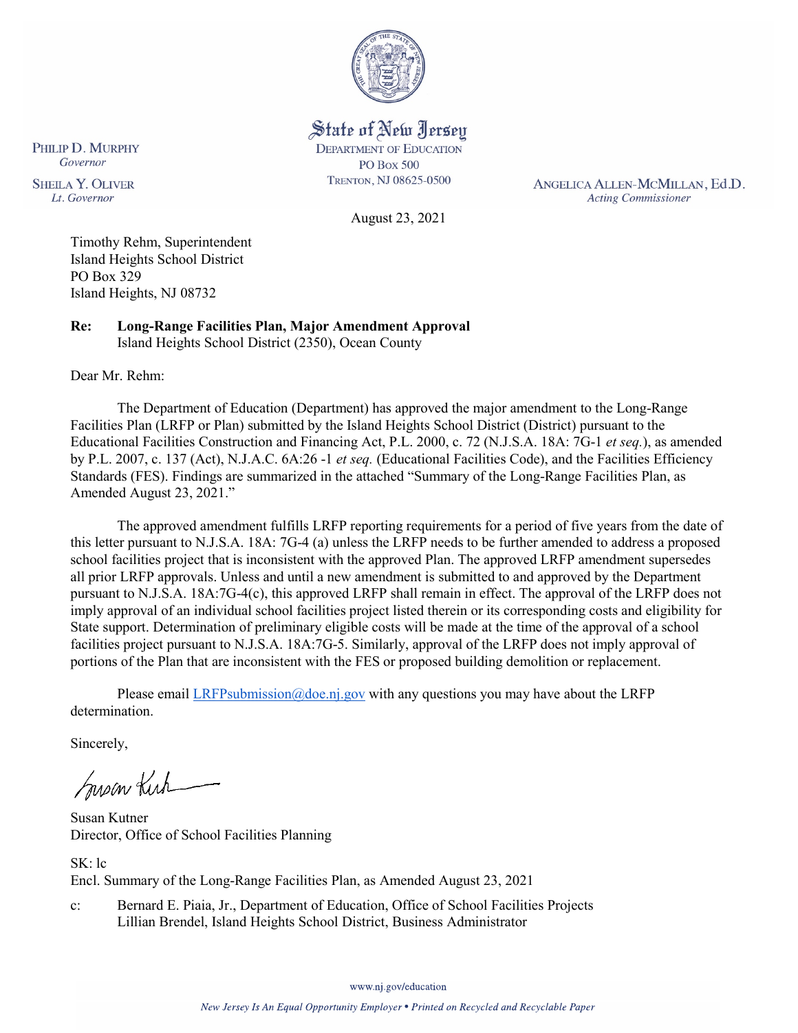State of New Jersey
DEPARTMENT OF EDUCATION
PO BOX 500
TRENTON, NJ 08625-0500

PHILIP D. MURPHY
*Governor*

SHEILA Y. OLIVER
*Lt. Governor*

ANGELICA ALLEN-MCMILLAN, Ed.D.
*Acting Commissioner*

August 23, 2021

Timothy Rehm, Superintendent
Island Heights School District
PO Box 329
Island Heights, NJ 08732

**Re: Long-Range Facilities Plan, Major Amendment Approval**
Island Heights School District (2350), Ocean County

Dear Mr. Rehm:

The Department of Education (Department) has approved the major amendment to the Long-Range Facilities Plan (LRFP or Plan) submitted by the Island Heights School District (District) pursuant to the Educational Facilities Construction and Financing Act, P.L. 2000, c. 72 (N.J.S.A. 18A: 7G-1 *et seq.*), as amended by P.L. 2007, c. 137 (Act), N.J.A.C. 6A:26 -1 *et seq.* (Educational Facilities Code), and the Facilities Efficiency Standards (FES). Findings are summarized in the attached "Summary of the Long-Range Facilities Plan, as Amended August 23, 2021."

The approved amendment fulfills LRFP reporting requirements for a period of five years from the date of this letter pursuant to N.J.S.A. 18A: 7G-4 (a) unless the LRFP needs to be further amended to address a proposed school facilities project that is inconsistent with the approved Plan. The approved LRFP amendment supersedes all prior LRFP approvals. Unless and until a new amendment is submitted to and approved by the Department pursuant to N.J.S.A. 18A:7G-4(c), this approved LRFP shall remain in effect. The approval of the LRFP does not imply approval of an individual school facilities project listed therein or its corresponding costs and eligibility for State support. Determination of preliminary eligible costs will be made at the time of the approval of a school facilities project pursuant to N.J.S.A. 18A:7G-5. Similarly, approval of the LRFP does not imply approval of portions of the Plan that are inconsistent with the FES or proposed building demolition or replacement.

Please email LRFPsubmission@doe.nj.gov with any questions you may have about the LRFP determination.

Sincerely,

Susan Kutner
Director, Office of School Facilities Planning

SK: lc
Encl. Summary of the Long-Range Facilities Plan, as Amended August 23, 2021

c: Bernard E. Piaia, Jr., Department of Education, Office of School Facilities Projects
Lillian Brendel, Island Heights School District, Business Administrator

www.nj.gov/education

*New Jersey Is An Equal Opportunity Employer • Printed on Recycled and Recyclable Paper*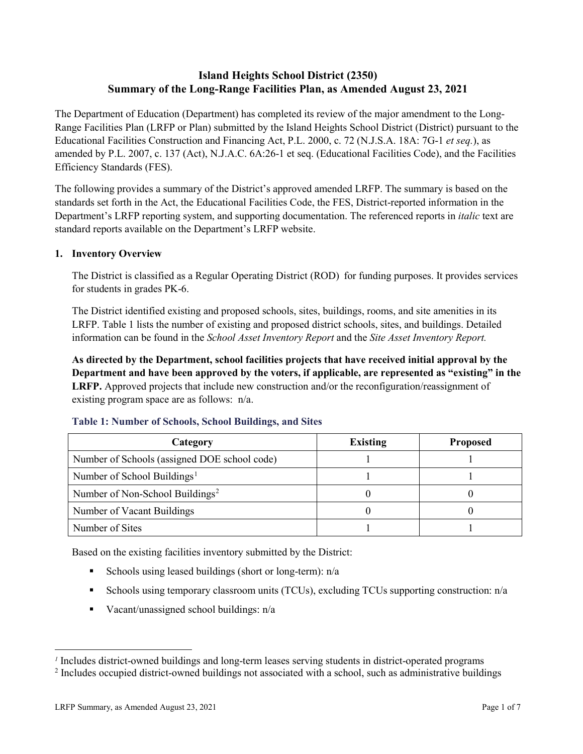# Island Heights School District (2350)
# Summary of the Long-Range Facilities Plan, as Amended August 23, 2021

The Department of Education (Department) has completed its review of the major amendment to the Long-Range Facilities Plan (LRFP or Plan) submitted by the Island Heights School District (District) pursuant to the Educational Facilities Construction and Financing Act, P.L. 2000, c. 72 (N.J.S.A. 18A: 7G-1 *et seq.*), as amended by P.L. 2007, c. 137 (Act), N.J.A.C. 6A:26-1 et seq. (Educational Facilities Code), and the Facilities Efficiency Standards (FES).

The following provides a summary of the District's approved amended LRFP. The summary is based on the standards set forth in the Act, the Educational Facilities Code, the FES, District-reported information in the Department's LRFP reporting system, and supporting documentation. The referenced reports in *italic* text are standard reports available on the Department's LRFP website.

## 1. Inventory Overview

The District is classified as a Regular Operating District (ROD) for funding purposes. It provides services for students in grades PK-6.

The District identified existing and proposed schools, sites, buildings, rooms, and site amenities in its LRFP. Table 1 lists the number of existing and proposed district schools, sites, and buildings. Detailed information can be found in the *School Asset Inventory Report* and the *Site Asset Inventory Report.*

**As directed by the Department, school facilities projects that have received initial approval by the Department and have been approved by the voters, if applicable, are represented as "existing" in the LRFP.** Approved projects that include new construction and/or the reconfiguration/reassignment of existing program space are as follows: n/a.

### Table 1: Number of Schools, School Buildings, and Sites

| Category | Existing | Proposed |
|---|---|---|
| Number of Schools (assigned DOE school code) | 1 | 1 |
| Number of School Buildings[1] | 1 | 1 |
| Number of Non-School Buildings[2] | 0 | 0 |
| Number of Vacant Buildings | 0 | 0 |
| Number of Sites | 1 | 1 |

Based on the existing facilities inventory submitted by the District:

- Schools using leased buildings (short or long-term): n/a
- Schools using temporary classroom units (TCUs), excluding TCUs supporting construction: n/a
- Vacant/unassigned school buildings: n/a

[1] Includes district-owned buildings and long-term leases serving students in district-operated programs

[2] Includes occupied district-owned buildings not associated with a school, such as administrative buildings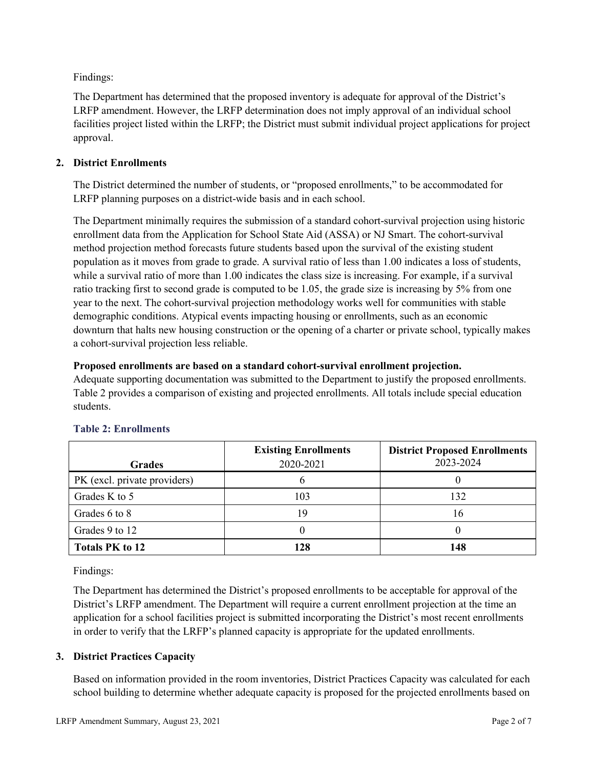Findings:

The Department has determined that the proposed inventory is adequate for approval of the District's LRFP amendment. However, the LRFP determination does not imply approval of an individual school facilities project listed within the LRFP; the District must submit individual project applications for project approval.

## 2. District Enrollments

The District determined the number of students, or "proposed enrollments," to be accommodated for LRFP planning purposes on a district-wide basis and in each school.

The Department minimally requires the submission of a standard cohort-survival projection using historic enrollment data from the Application for School State Aid (ASSA) or NJ Smart. The cohort-survival method projection method forecasts future students based upon the survival of the existing student population as it moves from grade to grade. A survival ratio of less than 1.00 indicates a loss of students, while a survival ratio of more than 1.00 indicates the class size is increasing. For example, if a survival ratio tracking first to second grade is computed to be 1.05, the grade size is increasing by 5% from one year to the next. The cohort-survival projection methodology works well for communities with stable demographic conditions. Atypical events impacting housing or enrollments, such as an economic downturn that halts new housing construction or the opening of a charter or private school, typically makes a cohort-survival projection less reliable.

**Proposed enrollments are based on a standard cohort-survival enrollment projection.**
Adequate supporting documentation was submitted to the Department to justify the proposed enrollments. Table 2 provides a comparison of existing and projected enrollments. All totals include special education students.

### Table 2: Enrollments

| Grades | Existing Enrollments 2020-2021 | District Proposed Enrollments 2023-2024 |
|---|---|---|
| PK (excl. private providers) | 6 | 0 |
| Grades K to 5 | 103 | 132 |
| Grades 6 to 8 | 19 | 16 |
| Grades 9 to 12 | 0 | 0 |
| **Totals PK to 12** | **128** | **148** |

Findings:

The Department has determined the District's proposed enrollments to be acceptable for approval of the District's LRFP amendment. The Department will require a current enrollment projection at the time an application for a school facilities project is submitted incorporating the District's most recent enrollments in order to verify that the LRFP's planned capacity is appropriate for the updated enrollments.

## 3. District Practices Capacity

Based on information provided in the room inventories, District Practices Capacity was calculated for each school building to determine whether adequate capacity is proposed for the projected enrollments based on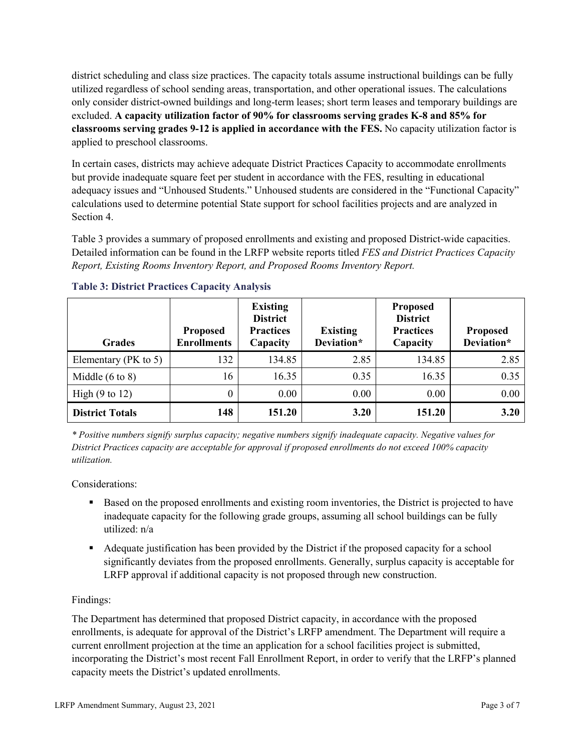district scheduling and class size practices. The capacity totals assume instructional buildings can be fully utilized regardless of school sending areas, transportation, and other operational issues. The calculations only consider district-owned buildings and long-term leases; short term leases and temporary buildings are excluded. **A capacity utilization factor of 90% for classrooms serving grades K-8 and 85% for classrooms serving grades 9-12 is applied in accordance with the FES.** No capacity utilization factor is applied to preschool classrooms.

In certain cases, districts may achieve adequate District Practices Capacity to accommodate enrollments but provide inadequate square feet per student in accordance with the FES, resulting in educational adequacy issues and "Unhoused Students." Unhoused students are considered in the "Functional Capacity" calculations used to determine potential State support for school facilities projects and are analyzed in Section 4.

Table 3 provides a summary of proposed enrollments and existing and proposed District-wide capacities. Detailed information can be found in the LRFP website reports titled *FES and District Practices Capacity Report, Existing Rooms Inventory Report, and Proposed Rooms Inventory Report.*

### Table 3: District Practices Capacity Analysis

| Grades | Proposed Enrollments | Existing District Practices Capacity | Existing Deviation* | Proposed District Practices Capacity | Proposed Deviation* |
|---|---|---|---|---|---|
| Elementary (PK to 5) | 132 | 134.85 | 2.85 | 134.85 | 2.85 |
| Middle (6 to 8) | 16 | 16.35 | 0.35 | 16.35 | 0.35 |
| High (9 to 12) | 0 | 0.00 | 0.00 | 0.00 | 0.00 |
| **District Totals** | **148** | **151.20** | **3.20** | **151.20** | **3.20** |

*\* Positive numbers signify surplus capacity; negative numbers signify inadequate capacity. Negative values for District Practices capacity are acceptable for approval if proposed enrollments do not exceed 100% capacity utilization.*

Considerations:

- Based on the proposed enrollments and existing room inventories, the District is projected to have inadequate capacity for the following grade groups, assuming all school buildings can be fully utilized: n/a
- Adequate justification has been provided by the District if the proposed capacity for a school significantly deviates from the proposed enrollments. Generally, surplus capacity is acceptable for LRFP approval if additional capacity is not proposed through new construction.

Findings:

The Department has determined that proposed District capacity, in accordance with the proposed enrollments, is adequate for approval of the District's LRFP amendment. The Department will require a current enrollment projection at the time an application for a school facilities project is submitted, incorporating the District's most recent Fall Enrollment Report, in order to verify that the LRFP's planned capacity meets the District's updated enrollments.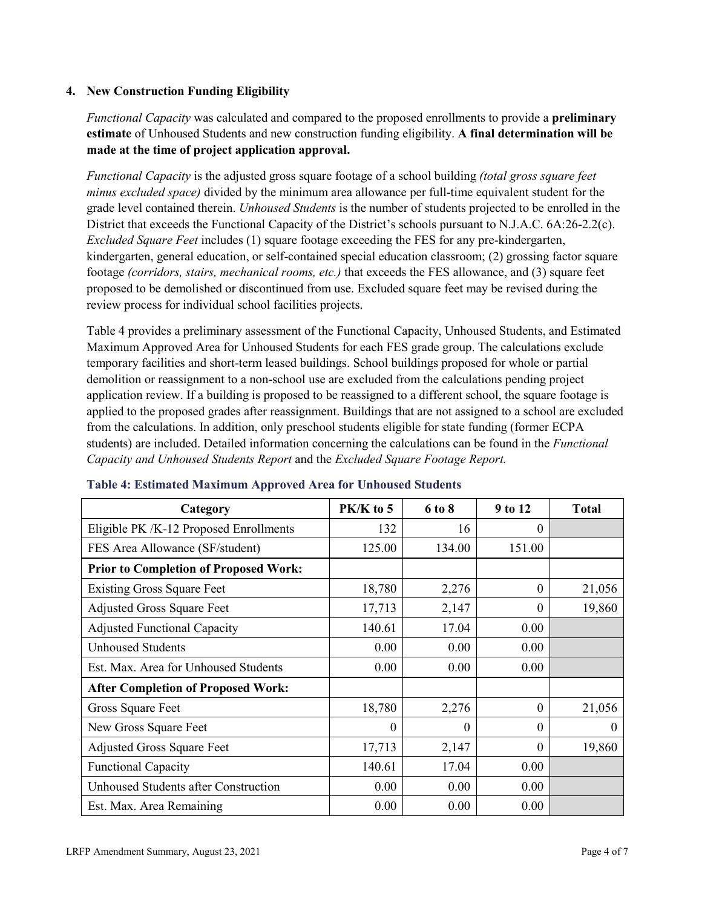## 4. New Construction Funding Eligibility

*Functional Capacity* was calculated and compared to the proposed enrollments to provide a **preliminary estimate** of Unhoused Students and new construction funding eligibility. **A final determination will be made at the time of project application approval.**

*Functional Capacity* is the adjusted gross square footage of a school building *(total gross square feet minus excluded space)* divided by the minimum area allowance per full-time equivalent student for the grade level contained therein. *Unhoused Students* is the number of students projected to be enrolled in the District that exceeds the Functional Capacity of the District's schools pursuant to N.J.A.C. 6A:26-2.2(c). *Excluded Square Feet* includes (1) square footage exceeding the FES for any pre-kindergarten, kindergarten, general education, or self-contained special education classroom; (2) grossing factor square footage *(corridors, stairs, mechanical rooms, etc.)* that exceeds the FES allowance, and (3) square feet proposed to be demolished or discontinued from use. Excluded square feet may be revised during the review process for individual school facilities projects.

Table 4 provides a preliminary assessment of the Functional Capacity, Unhoused Students, and Estimated Maximum Approved Area for Unhoused Students for each FES grade group. The calculations exclude temporary facilities and short-term leased buildings. School buildings proposed for whole or partial demolition or reassignment to a non-school use are excluded from the calculations pending project application review. If a building is proposed to be reassigned to a different school, the square footage is applied to the proposed grades after reassignment. Buildings that are not assigned to a school are excluded from the calculations. In addition, only preschool students eligible for state funding (former ECPA students) are included. Detailed information concerning the calculations can be found in the *Functional Capacity and Unhoused Students Report* and the *Excluded Square Footage Report.*

**Table 4: Estimated Maximum Approved Area for Unhoused Students**

| Category | PK/K to 5 | 6 to 8 | 9 to 12 | Total |
|---|---|---|---|---|
| Eligible PK /K-12 Proposed Enrollments | 132 | 16 | 0 | |
| FES Area Allowance (SF/student) | 125.00 | 134.00 | 151.00 | |
| **Prior to Completion of Proposed Work:** | | | | |
| Existing Gross Square Feet | 18,780 | 2,276 | 0 | 21,056 |
| Adjusted Gross Square Feet | 17,713 | 2,147 | 0 | 19,860 |
| Adjusted Functional Capacity | 140.61 | 17.04 | 0.00 | |
| Unhoused Students | 0.00 | 0.00 | 0.00 | |
| Est. Max. Area for Unhoused Students | 0.00 | 0.00 | 0.00 | |
| **After Completion of Proposed Work:** | | | | |
| Gross Square Feet | 18,780 | 2,276 | 0 | 21,056 |
| New Gross Square Feet | 0 | 0 | 0 | 0 |
| Adjusted Gross Square Feet | 17,713 | 2,147 | 0 | 19,860 |
| Functional Capacity | 140.61 | 17.04 | 0.00 | |
| Unhoused Students after Construction | 0.00 | 0.00 | 0.00 | |
| Est. Max. Area Remaining | 0.00 | 0.00 | 0.00 | |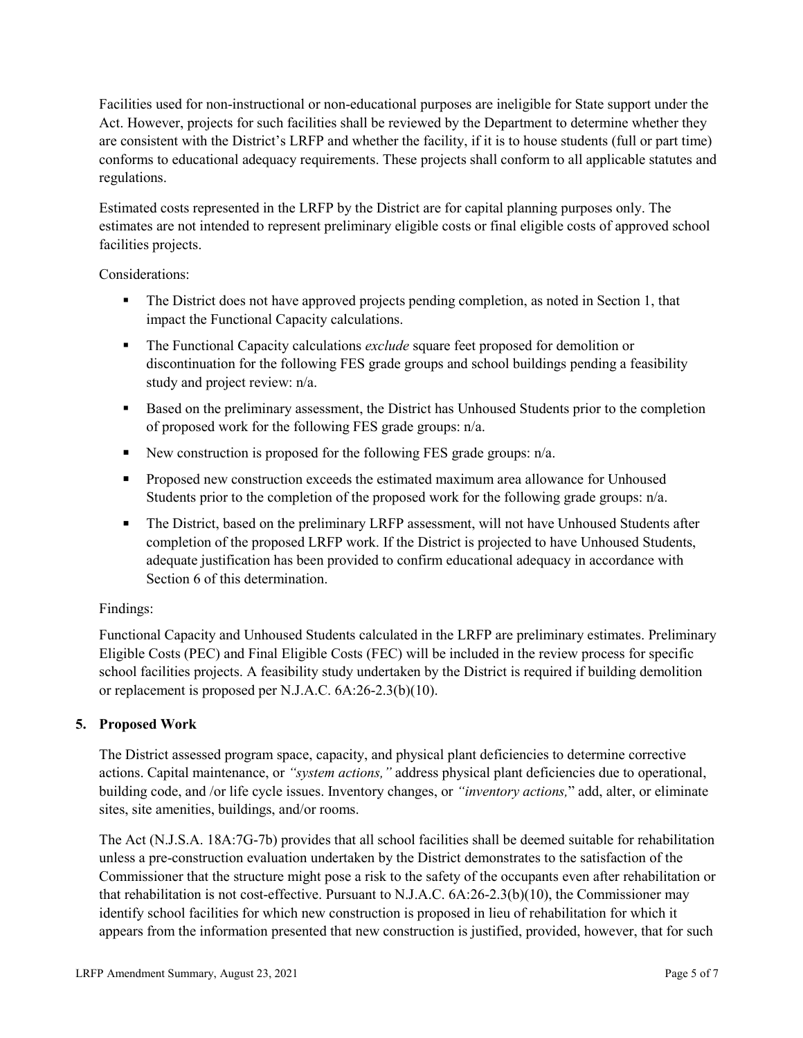Facilities used for non-instructional or non-educational purposes are ineligible for State support under the Act. However, projects for such facilities shall be reviewed by the Department to determine whether they are consistent with the District's LRFP and whether the facility, if it is to house students (full or part time) conforms to educational adequacy requirements. These projects shall conform to all applicable statutes and regulations.

Estimated costs represented in the LRFP by the District are for capital planning purposes only. The estimates are not intended to represent preliminary eligible costs or final eligible costs of approved school facilities projects.

Considerations:

- The District does not have approved projects pending completion, as noted in Section 1, that impact the Functional Capacity calculations.
- The Functional Capacity calculations *exclude* square feet proposed for demolition or discontinuation for the following FES grade groups and school buildings pending a feasibility study and project review: n/a.
- Based on the preliminary assessment, the District has Unhoused Students prior to the completion of proposed work for the following FES grade groups: n/a.
- New construction is proposed for the following FES grade groups: n/a.
- Proposed new construction exceeds the estimated maximum area allowance for Unhoused Students prior to the completion of the proposed work for the following grade groups: n/a.
- The District, based on the preliminary LRFP assessment, will not have Unhoused Students after completion of the proposed LRFP work. If the District is projected to have Unhoused Students, adequate justification has been provided to confirm educational adequacy in accordance with Section 6 of this determination.

Findings:

Functional Capacity and Unhoused Students calculated in the LRFP are preliminary estimates. Preliminary Eligible Costs (PEC) and Final Eligible Costs (FEC) will be included in the review process for specific school facilities projects. A feasibility study undertaken by the District is required if building demolition or replacement is proposed per N.J.A.C. 6A:26-2.3(b)(10).

## 5. Proposed Work

The District assessed program space, capacity, and physical plant deficiencies to determine corrective actions. Capital maintenance, or *"system actions,"* address physical plant deficiencies due to operational, building code, and /or life cycle issues. Inventory changes, or *"inventory actions,"* add, alter, or eliminate sites, site amenities, buildings, and/or rooms.

The Act (N.J.S.A. 18A:7G-7b) provides that all school facilities shall be deemed suitable for rehabilitation unless a pre-construction evaluation undertaken by the District demonstrates to the satisfaction of the Commissioner that the structure might pose a risk to the safety of the occupants even after rehabilitation or that rehabilitation is not cost-effective. Pursuant to N.J.A.C. 6A:26-2.3(b)(10), the Commissioner may identify school facilities for which new construction is proposed in lieu of rehabilitation for which it appears from the information presented that new construction is justified, provided, however, that for such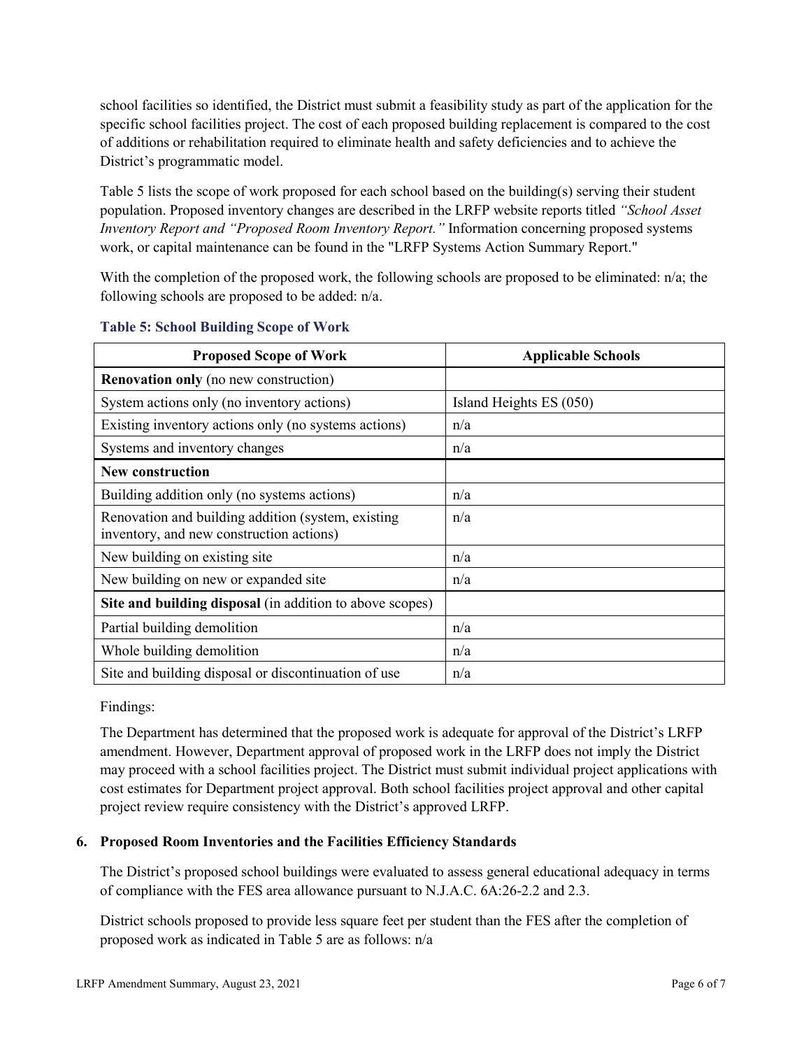school facilities so identified, the District must submit a feasibility study as part of the application for the specific school facilities project. The cost of each proposed building replacement is compared to the cost of additions or rehabilitation required to eliminate health and safety deficiencies and to achieve the District's programmatic model.

Table 5 lists the scope of work proposed for each school based on the building(s) serving their student population. Proposed inventory changes are described in the LRFP website reports titled *"School Asset Inventory Report and "Proposed Room Inventory Report."* Information concerning proposed systems work, or capital maintenance can be found in the "LRFP Systems Action Summary Report."

With the completion of the proposed work, the following schools are proposed to be eliminated: n/a; the following schools are proposed to be added: n/a.

**Table 5: School Building Scope of Work**

| Proposed Scope of Work | Applicable Schools |
|---|---|
| **Renovation only** (no new construction) | |
| System actions only (no inventory actions) | Island Heights ES (050) |
| Existing inventory actions only (no systems actions) | n/a |
| Systems and inventory changes | n/a |
| **New construction** | |
| Building addition only (no systems actions) | n/a |
| Renovation and building addition (system, existing inventory, and new construction actions) | n/a |
| New building on existing site | n/a |
| New building on new or expanded site | n/a |
| **Site and building disposal** (in addition to above scopes) | |
| Partial building demolition | n/a |
| Whole building demolition | n/a |
| Site and building disposal or discontinuation of use | n/a |

Findings:

The Department has determined that the proposed work is adequate for approval of the District's LRFP amendment. However, Department approval of proposed work in the LRFP does not imply the District may proceed with a school facilities project. The District must submit individual project applications with cost estimates for Department project approval. Both school facilities project approval and other capital project review require consistency with the District's approved LRFP.

### 6. Proposed Room Inventories and the Facilities Efficiency Standards

The District's proposed school buildings were evaluated to assess general educational adequacy in terms of compliance with the FES area allowance pursuant to N.J.A.C. 6A:26-2.2 and 2.3.

District schools proposed to provide less square feet per student than the FES after the completion of proposed work as indicated in Table 5 are as follows: n/a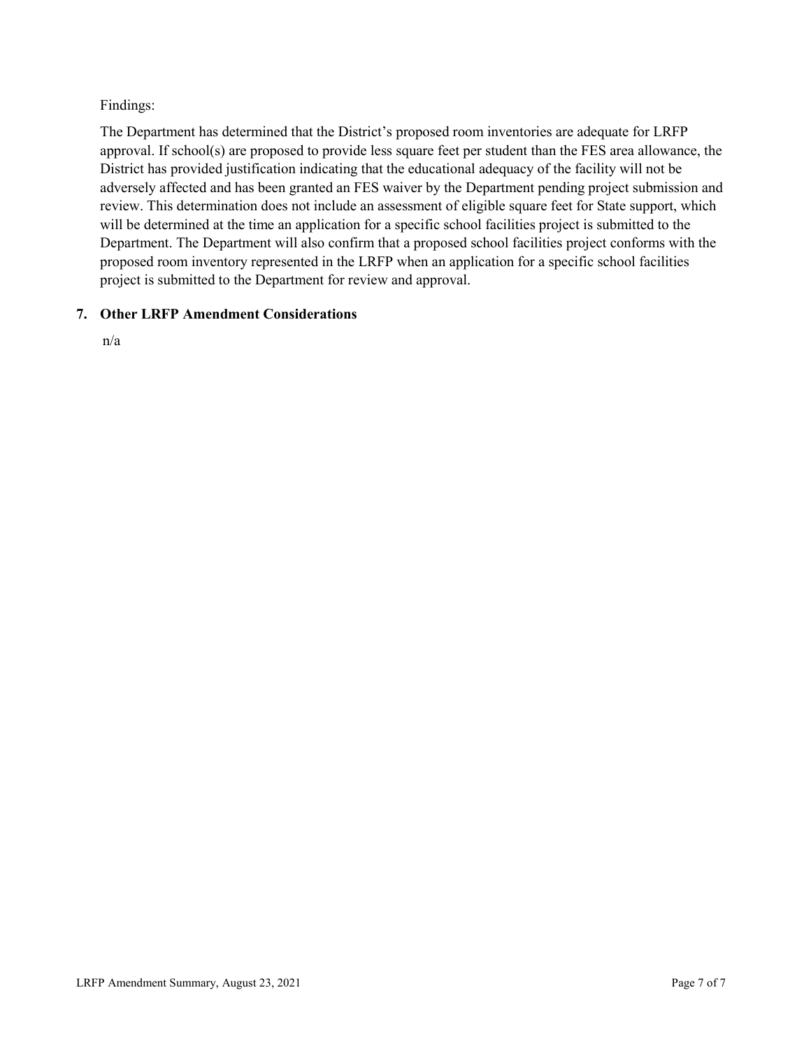Findings:

The Department has determined that the District's proposed room inventories are adequate for LRFP approval. If school(s) are proposed to provide less square feet per student than the FES area allowance, the District has provided justification indicating that the educational adequacy of the facility will not be adversely affected and has been granted an FES waiver by the Department pending project submission and review. This determination does not include an assessment of eligible square feet for State support, which will be determined at the time an application for a specific school facilities project is submitted to the Department. The Department will also confirm that a proposed school facilities project conforms with the proposed room inventory represented in the LRFP when an application for a specific school facilities project is submitted to the Department for review and approval.

## 7. Other LRFP Amendment Considerations

n/a